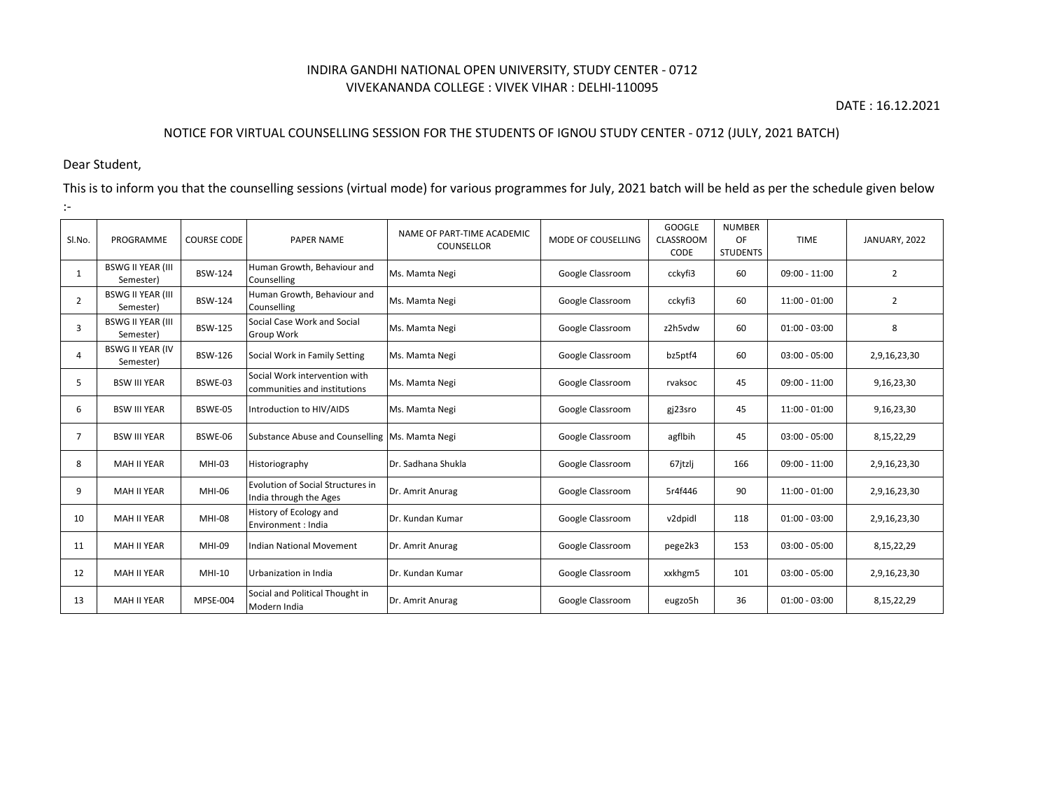INDIRA GANDHI NATIONAL OPEN UNIVERSITY, STUDY CENTER - 0712
VIVEKANANDA COLLEGE : VIVEK VIHAR : DELHI-110095

DATE : 16.12.2021

NOTICE FOR VIRTUAL COUNSELLING SESSION FOR THE STUDENTS OF IGNOU STUDY CENTER - 0712 (JULY, 2021 BATCH)

Dear Student,

This is to inform you that the counselling sessions (virtual mode) for various programmes for July, 2021 batch will be held as per the schedule given below :-

| Sl.No. | PROGRAMME | COURSE CODE | PAPER NAME | NAME OF PART-TIME ACADEMIC COUNSELLOR | MODE OF COUSELLING | GOOGLE CLASSROOM CODE | NUMBER OF STUDENTS | TIME | JANUARY, 2022 |
|---|---|---|---|---|---|---|---|---|---|
| 1 | BSWG II YEAR (III Semester) | BSW-124 | Human Growth, Behaviour and Counselling | Ms. Mamta Negi | Google Classroom | cckyfi3 | 60 | 09:00 - 11:00 | 2 |
| 2 | BSWG II YEAR (III Semester) | BSW-124 | Human Growth, Behaviour and Counselling | Ms. Mamta Negi | Google Classroom | cckyfi3 | 60 | 11:00 - 01:00 | 2 |
| 3 | BSWG II YEAR (III Semester) | BSW-125 | Social Case Work and Social Group Work | Ms. Mamta Negi | Google Classroom | z2h5vdw | 60 | 01:00 - 03:00 | 8 |
| 4 | BSWG II YEAR (IV Semester) | BSW-126 | Social Work in Family Setting | Ms. Mamta Negi | Google Classroom | bz5ptf4 | 60 | 03:00 - 05:00 | 2,9,16,23,30 |
| 5 | BSW III YEAR | BSWE-03 | Social Work intervention with communities and institutions | Ms. Mamta Negi | Google Classroom | rvaksoc | 45 | 09:00 - 11:00 | 9,16,23,30 |
| 6 | BSW III YEAR | BSWE-05 | Introduction to HIV/AIDS | Ms. Mamta Negi | Google Classroom | gj23sro | 45 | 11:00 - 01:00 | 9,16,23,30 |
| 7 | BSW III YEAR | BSWE-06 | Substance Abuse and Counselling | Ms. Mamta Negi | Google Classroom | agflbih | 45 | 03:00 - 05:00 | 8,15,22,29 |
| 8 | MAH II YEAR | MHI-03 | Historiography | Dr. Sadhana Shukla | Google Classroom | 67jtzlj | 166 | 09:00 - 11:00 | 2,9,16,23,30 |
| 9 | MAH II YEAR | MHI-06 | Evolution of Social Structures in India through the Ages | Dr. Amrit Anurag | Google Classroom | 5r4f446 | 90 | 11:00 - 01:00 | 2,9,16,23,30 |
| 10 | MAH II YEAR | MHI-08 | History of Ecology and Environment : India | Dr. Kundan Kumar | Google Classroom | v2dpidl | 118 | 01:00 - 03:00 | 2,9,16,23,30 |
| 11 | MAH II YEAR | MHI-09 | Indian National Movement | Dr. Amrit Anurag | Google Classroom | pege2k3 | 153 | 03:00 - 05:00 | 8,15,22,29 |
| 12 | MAH II YEAR | MHI-10 | Urbanization in India | Dr. Kundan Kumar | Google Classroom | xxkhgm5 | 101 | 03:00 - 05:00 | 2,9,16,23,30 |
| 13 | MAH II YEAR | MPSE-004 | Social and Political Thought in Modern India | Dr. Amrit Anurag | Google Classroom | eugzo5h | 36 | 01:00 - 03:00 | 8,15,22,29 |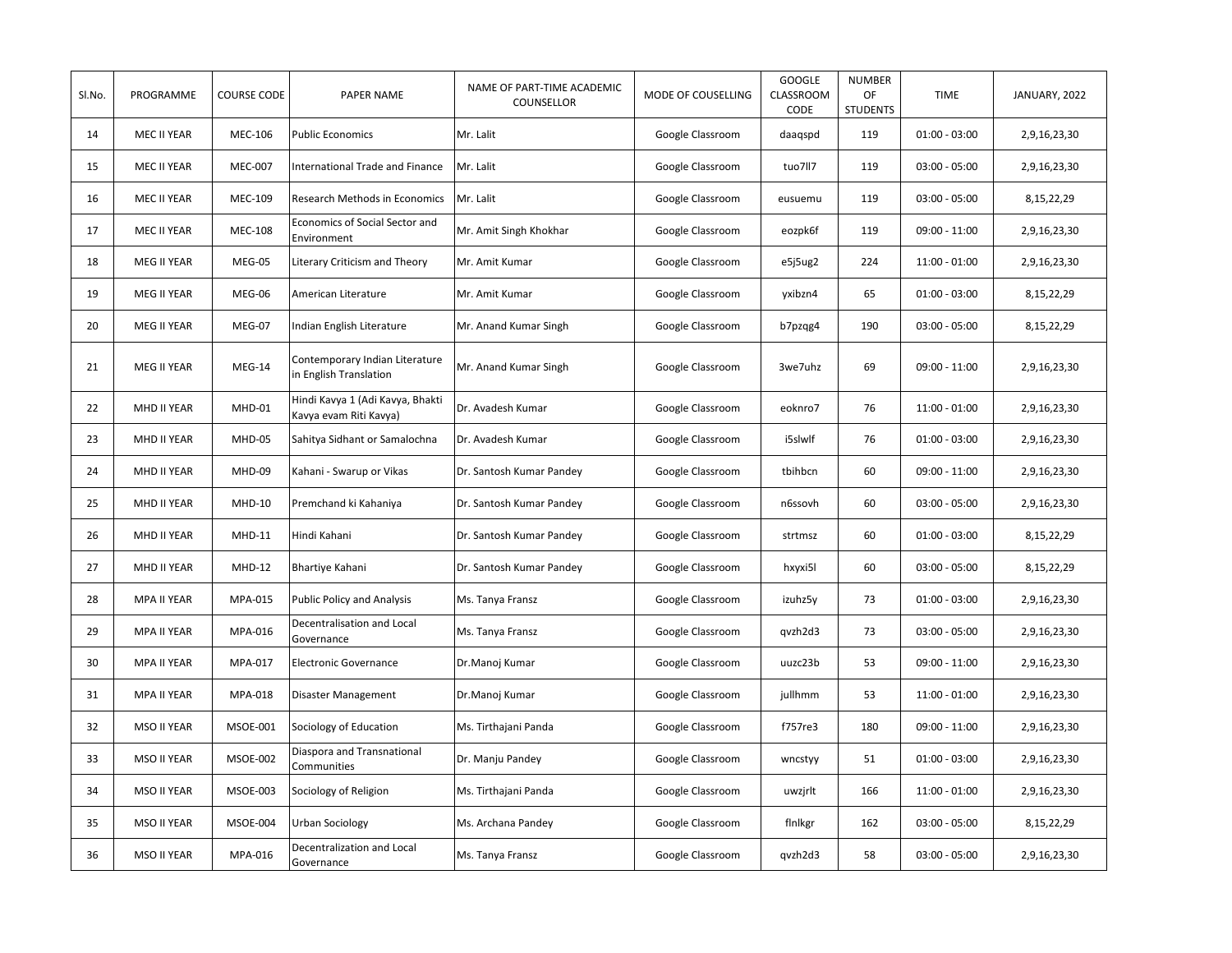| Sl.No. | PROGRAMME | COURSE CODE | PAPER NAME | NAME OF PART-TIME ACADEMIC COUNSELLOR | MODE OF COUSELLING | GOOGLE CLASSROOM CODE | NUMBER OF STUDENTS | TIME | JANUARY, 2022 |
|---|---|---|---|---|---|---|---|---|---|
| 14 | MEC II YEAR | MEC-106 | Public Economics | Mr. Lalit | Google Classroom | daaqspd | 119 | 01:00 - 03:00 | 2,9,16,23,30 |
| 15 | MEC II YEAR | MEC-007 | International Trade and Finance | Mr. Lalit | Google Classroom | tuo7ll7 | 119 | 03:00 - 05:00 | 2,9,16,23,30 |
| 16 | MEC II YEAR | MEC-109 | Research Methods in Economics | Mr. Lalit | Google Classroom | eusuemu | 119 | 03:00 - 05:00 | 8,15,22,29 |
| 17 | MEC II YEAR | MEC-108 | Economics of Social Sector and Environment | Mr. Amit Singh Khokhar | Google Classroom | eozpk6f | 119 | 09:00 - 11:00 | 2,9,16,23,30 |
| 18 | MEG II YEAR | MEG-05 | Literary Criticism and Theory | Mr. Amit Kumar | Google Classroom | e5j5ug2 | 224 | 11:00 - 01:00 | 2,9,16,23,30 |
| 19 | MEG II YEAR | MEG-06 | American Literature | Mr. Amit Kumar | Google Classroom | yxibzn4 | 65 | 01:00 - 03:00 | 8,15,22,29 |
| 20 | MEG II YEAR | MEG-07 | Indian English Literature | Mr. Anand Kumar Singh | Google Classroom | b7pzqg4 | 190 | 03:00 - 05:00 | 8,15,22,29 |
| 21 | MEG II YEAR | MEG-14 | Contemporary Indian Literature in English Translation | Mr. Anand Kumar Singh | Google Classroom | 3we7uhz | 69 | 09:00 - 11:00 | 2,9,16,23,30 |
| 22 | MHD II YEAR | MHD-01 | Hindi Kavya 1 (Adi Kavya, Bhakti Kavya evam Riti Kavya) | Dr. Avadesh Kumar | Google Classroom | eoknro7 | 76 | 11:00 - 01:00 | 2,9,16,23,30 |
| 23 | MHD II YEAR | MHD-05 | Sahitya Sidhant or Samalochna | Dr. Avadesh Kumar | Google Classroom | i5slwlf | 76 | 01:00 - 03:00 | 2,9,16,23,30 |
| 24 | MHD II YEAR | MHD-09 | Kahani - Swarup or Vikas | Dr. Santosh Kumar Pandey | Google Classroom | tbihbcn | 60 | 09:00 - 11:00 | 2,9,16,23,30 |
| 25 | MHD II YEAR | MHD-10 | Premchand ki Kahaniya | Dr. Santosh Kumar Pandey | Google Classroom | n6ssovh | 60 | 03:00 - 05:00 | 2,9,16,23,30 |
| 26 | MHD II YEAR | MHD-11 | Hindi Kahani | Dr. Santosh Kumar Pandey | Google Classroom | strtmsz | 60 | 01:00 - 03:00 | 8,15,22,29 |
| 27 | MHD II YEAR | MHD-12 | Bhartiye Kahani | Dr. Santosh Kumar Pandey | Google Classroom | hxyxi5l | 60 | 03:00 - 05:00 | 8,15,22,29 |
| 28 | MPA II YEAR | MPA-015 | Public Policy and Analysis | Ms. Tanya Fransz | Google Classroom | izuhz5y | 73 | 01:00 - 03:00 | 2,9,16,23,30 |
| 29 | MPA II YEAR | MPA-016 | Decentralisation and Local Governance | Ms. Tanya Fransz | Google Classroom | qvzh2d3 | 73 | 03:00 - 05:00 | 2,9,16,23,30 |
| 30 | MPA II YEAR | MPA-017 | Electronic Governance | Dr.Manoj Kumar | Google Classroom | uuzc23b | 53 | 09:00 - 11:00 | 2,9,16,23,30 |
| 31 | MPA II YEAR | MPA-018 | Disaster Management | Dr.Manoj Kumar | Google Classroom | jullhmm | 53 | 11:00 - 01:00 | 2,9,16,23,30 |
| 32 | MSO II YEAR | MSOE-001 | Sociology of Education | Ms. Tirthajani Panda | Google Classroom | f757re3 | 180 | 09:00 - 11:00 | 2,9,16,23,30 |
| 33 | MSO II YEAR | MSOE-002 | Diaspora and Transnational Communities | Dr. Manju Pandey | Google Classroom | wncstyy | 51 | 01:00 - 03:00 | 2,9,16,23,30 |
| 34 | MSO II YEAR | MSOE-003 | Sociology of Religion | Ms. Tirthajani Panda | Google Classroom | uwzjrlt | 166 | 11:00 - 01:00 | 2,9,16,23,30 |
| 35 | MSO II YEAR | MSOE-004 | Urban Sociology | Ms. Archana Pandey | Google Classroom | flnlkgr | 162 | 03:00 - 05:00 | 8,15,22,29 |
| 36 | MSO II YEAR | MPA-016 | Decentralization and Local Governance | Ms. Tanya Fransz | Google Classroom | qvzh2d3 | 58 | 03:00 - 05:00 | 2,9,16,23,30 |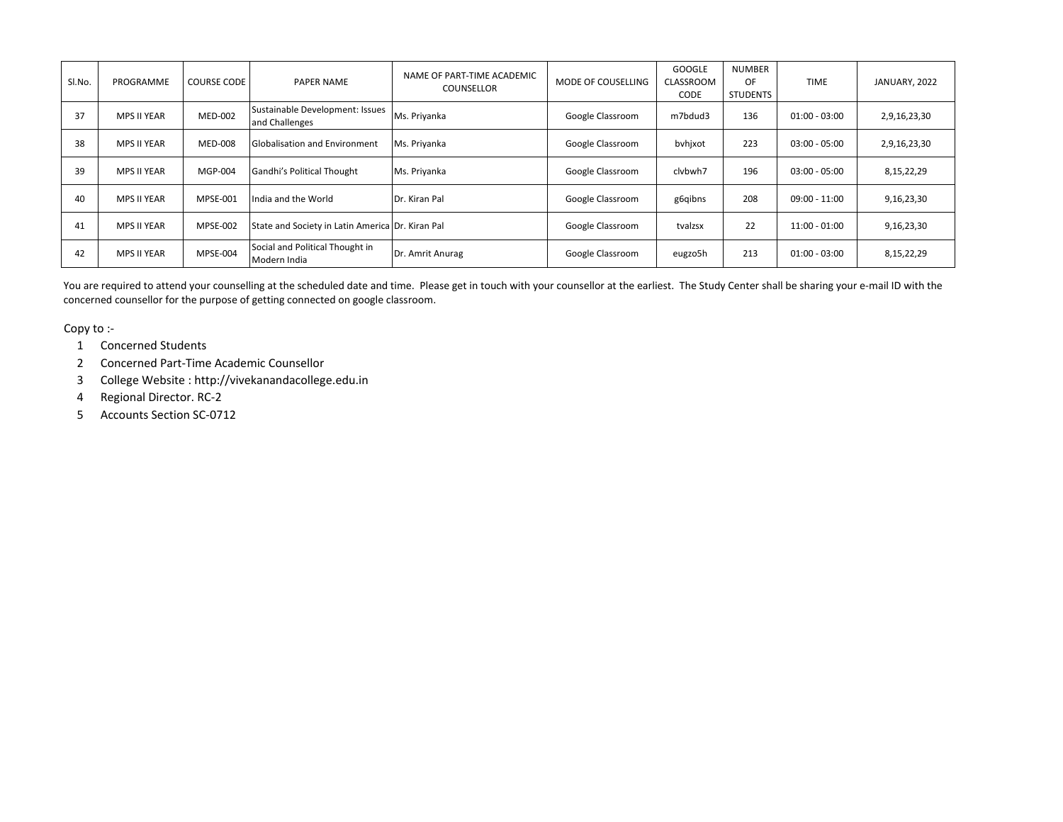| Sl.No. | PROGRAMME | COURSE CODE | PAPER NAME | NAME OF PART-TIME ACADEMIC COUNSELLOR | MODE OF COUSELLING | GOOGLE CLASSROOM CODE | NUMBER OF STUDENTS | TIME | JANUARY, 2022 |
|---|---|---|---|---|---|---|---|---|---|
| 37 | MPS II YEAR | MED-002 | Sustainable Development: Issues and Challenges | Ms. Priyanka | Google Classroom | m7bdud3 | 136 | 01:00 - 03:00 | 2,9,16,23,30 |
| 38 | MPS II YEAR | MED-008 | Globalisation and Environment | Ms. Priyanka | Google Classroom | bvhjxot | 223 | 03:00 - 05:00 | 2,9,16,23,30 |
| 39 | MPS II YEAR | MGP-004 | Gandhi's Political Thought | Ms. Priyanka | Google Classroom | clvbwh7 | 196 | 03:00 - 05:00 | 8,15,22,29 |
| 40 | MPS II YEAR | MPSE-001 | India and the World | Dr. Kiran Pal | Google Classroom | g6qibns | 208 | 09:00 - 11:00 | 9,16,23,30 |
| 41 | MPS II YEAR | MPSE-002 | State and Society in Latin America | Dr. Kiran Pal | Google Classroom | tvalzsx | 22 | 11:00 - 01:00 | 9,16,23,30 |
| 42 | MPS II YEAR | MPSE-004 | Social and Political Thought in Modern India | Dr. Amrit Anurag | Google Classroom | eugzo5h | 213 | 01:00 - 03:00 | 8,15,22,29 |

You are required to attend your counselling at the scheduled date and time. Please get in touch with your counsellor at the earliest. The Study Center shall be sharing your e-mail ID with the concerned counsellor for the purpose of getting connected on google classroom.

Copy to :-

1. Concerned Students
2. Concerned Part-Time Academic Counsellor
3. College Website : http://vivekanandacollege.edu.in
4. Regional Director. RC-2
5. Accounts Section SC-0712